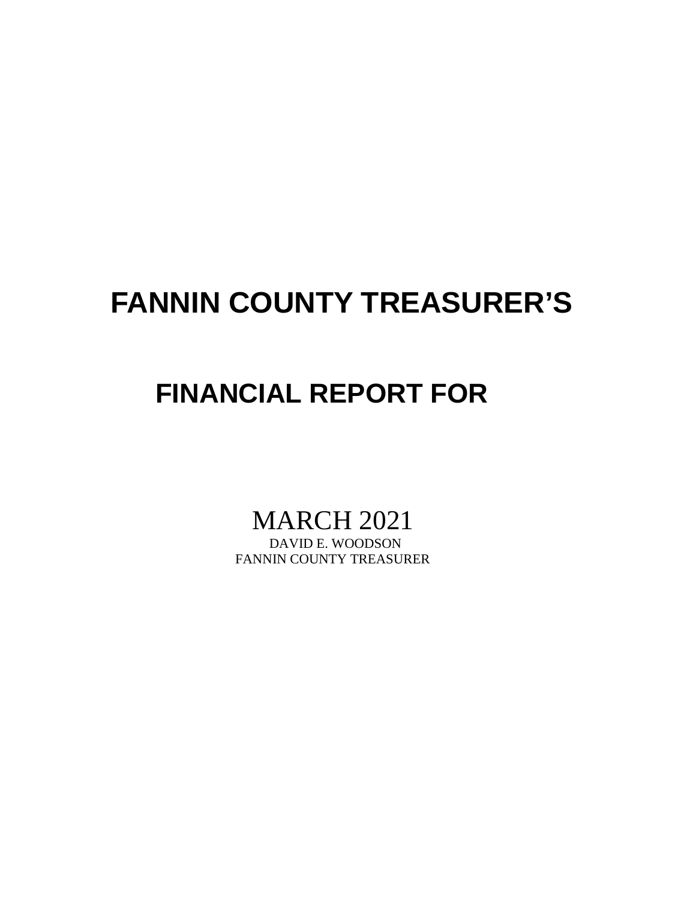# FANNIN COUNTY TREASURER'S

## FINANCIAL REPORT FOR

MARCH 2021

DAVID E. WOODSON

FANNIN COUNTY TREASURER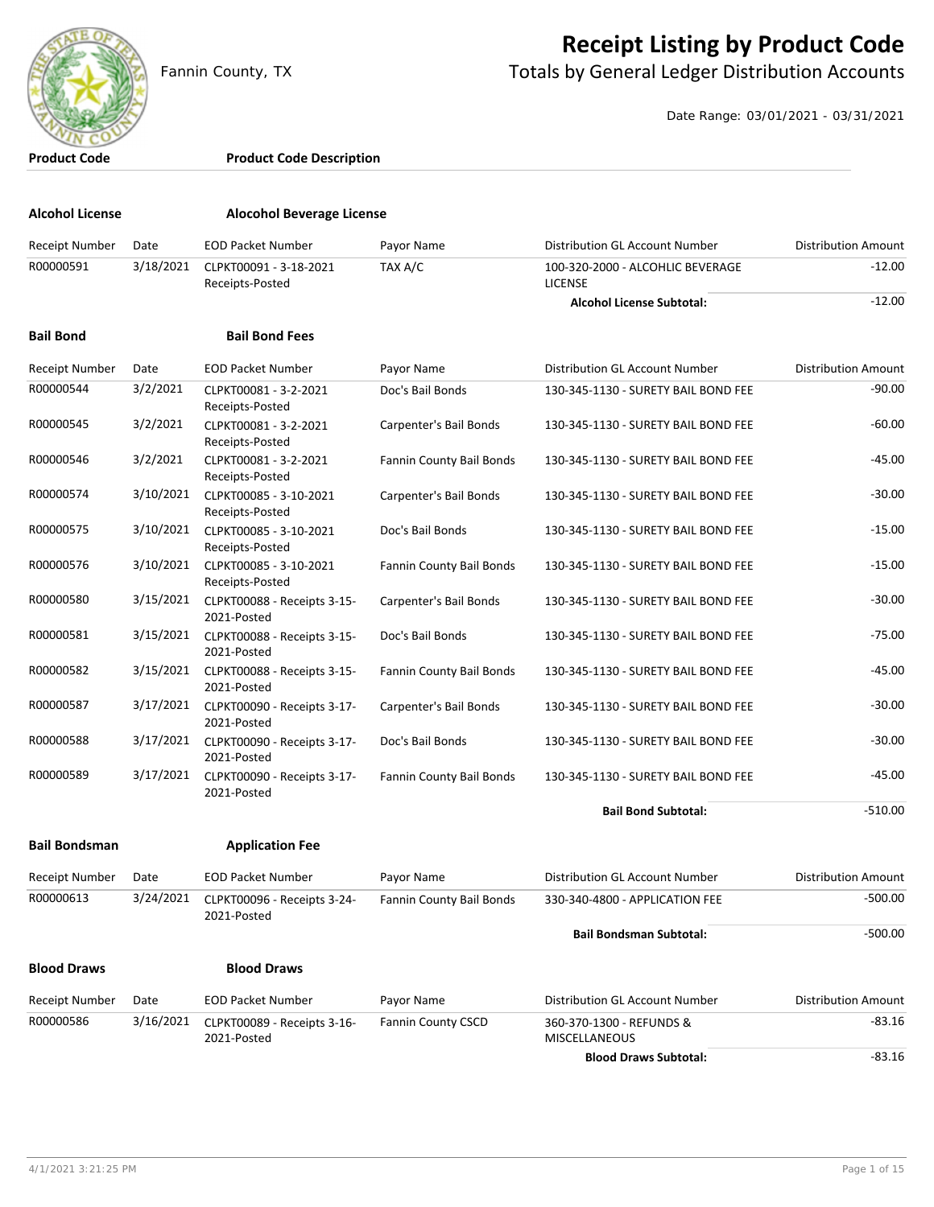Fannin County, TX

# Receipt Listing by Product Code

## Totals by General Ledger Distribution Accounts

Date Range: 03/01/2021 - 03/31/2021

| Product Code | Product Code Description |
|---|---|

### Alcohol License — Alocohol Beverage License

| Receipt Number | Date | EOD Packet Number | Payor Name | Distribution GL Account Number | Distribution Amount |
|---|---|---|---|---|---|
| R00000591 | 3/18/2021 | CLPKT00091 - 3-18-2021 Receipts-Posted | TAX A/C | 100-320-2000 - ALCOHLIC BEVERAGE LICENSE | -12.00 |
| | | | | **Alcohol License Subtotal:** | -12.00 |

### Bail Bond — Bail Bond Fees

| Receipt Number | Date | EOD Packet Number | Payor Name | Distribution GL Account Number | Distribution Amount |
|---|---|---|---|---|---|
| R00000544 | 3/2/2021 | CLPKT00081 - 3-2-2021 Receipts-Posted | Doc's Bail Bonds | 130-345-1130 - SURETY BAIL BOND FEE | -90.00 |
| R00000545 | 3/2/2021 | CLPKT00081 - 3-2-2021 Receipts-Posted | Carpenter's Bail Bonds | 130-345-1130 - SURETY BAIL BOND FEE | -60.00 |
| R00000546 | 3/2/2021 | CLPKT00081 - 3-2-2021 Receipts-Posted | Fannin County Bail Bonds | 130-345-1130 - SURETY BAIL BOND FEE | -45.00 |
| R00000574 | 3/10/2021 | CLPKT00085 - 3-10-2021 Receipts-Posted | Carpenter's Bail Bonds | 130-345-1130 - SURETY BAIL BOND FEE | -30.00 |
| R00000575 | 3/10/2021 | CLPKT00085 - 3-10-2021 Receipts-Posted | Doc's Bail Bonds | 130-345-1130 - SURETY BAIL BOND FEE | -15.00 |
| R00000576 | 3/10/2021 | CLPKT00085 - 3-10-2021 Receipts-Posted | Fannin County Bail Bonds | 130-345-1130 - SURETY BAIL BOND FEE | -15.00 |
| R00000580 | 3/15/2021 | CLPKT00088 - Receipts 3-15-2021-Posted | Carpenter's Bail Bonds | 130-345-1130 - SURETY BAIL BOND FEE | -30.00 |
| R00000581 | 3/15/2021 | CLPKT00088 - Receipts 3-15-2021-Posted | Doc's Bail Bonds | 130-345-1130 - SURETY BAIL BOND FEE | -75.00 |
| R00000582 | 3/15/2021 | CLPKT00088 - Receipts 3-15-2021-Posted | Fannin County Bail Bonds | 130-345-1130 - SURETY BAIL BOND FEE | -45.00 |
| R00000587 | 3/17/2021 | CLPKT00090 - Receipts 3-17-2021-Posted | Carpenter's Bail Bonds | 130-345-1130 - SURETY BAIL BOND FEE | -30.00 |
| R00000588 | 3/17/2021 | CLPKT00090 - Receipts 3-17-2021-Posted | Doc's Bail Bonds | 130-345-1130 - SURETY BAIL BOND FEE | -30.00 |
| R00000589 | 3/17/2021 | CLPKT00090 - Receipts 3-17-2021-Posted | Fannin County Bail Bonds | 130-345-1130 - SURETY BAIL BOND FEE | -45.00 |
| | | | | **Bail Bond Subtotal:** | -510.00 |

### Bail Bondsman — Application Fee

| Receipt Number | Date | EOD Packet Number | Payor Name | Distribution GL Account Number | Distribution Amount |
|---|---|---|---|---|---|
| R00000613 | 3/24/2021 | CLPKT00096 - Receipts 3-24-2021-Posted | Fannin County Bail Bonds | 330-340-4800 - APPLICATION FEE | -500.00 |
| | | | | **Bail Bondsman Subtotal:** | -500.00 |

### Blood Draws — Blood Draws

| Receipt Number | Date | EOD Packet Number | Payor Name | Distribution GL Account Number | Distribution Amount |
|---|---|---|---|---|---|
| R00000586 | 3/16/2021 | CLPKT00089 - Receipts 3-16-2021-Posted | Fannin County CSCD | 360-370-1300 - REFUNDS & MISCELLANEOUS | -83.16 |
| | | | | **Blood Draws Subtotal:** | -83.16 |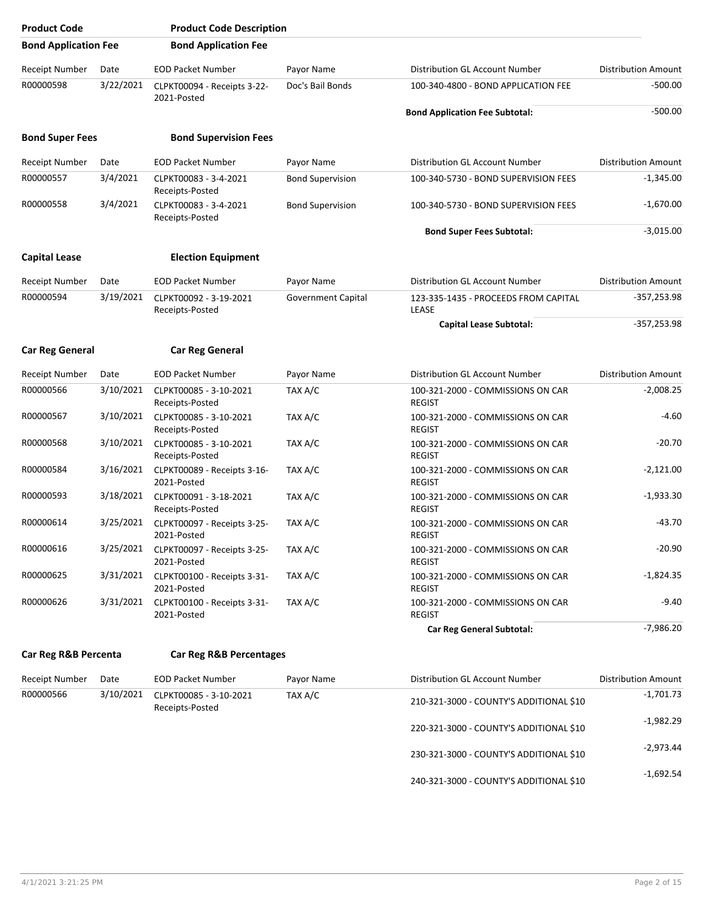| Product Code | Product Code Description |
|---|---|
| **Bond Application Fee** | **Bond Application Fee** |

| Receipt Number | Date | EOD Packet Number | Payor Name | Distribution GL Account Number | Distribution Amount |
|---|---|---|---|---|---|
| R00000598 | 3/22/2021 | CLPKT00094 - Receipts 3-22-2021-Posted | Doc's Bail Bonds | 100-340-4800 - BOND APPLICATION FEE | -500.00 |
| | | | | **Bond Application Fee Subtotal:** | -500.00 |

**Bond Super Fees** — **Bond Supervision Fees**

| Receipt Number | Date | EOD Packet Number | Payor Name | Distribution GL Account Number | Distribution Amount |
|---|---|---|---|---|---|
| R00000557 | 3/4/2021 | CLPKT00083 - 3-4-2021 Receipts-Posted | Bond Supervision | 100-340-5730 - BOND SUPERVISION FEES | -1,345.00 |
| R00000558 | 3/4/2021 | CLPKT00083 - 3-4-2021 Receipts-Posted | Bond Supervision | 100-340-5730 - BOND SUPERVISION FEES | -1,670.00 |
| | | | | **Bond Super Fees Subtotal:** | -3,015.00 |

**Capital Lease** — **Election Equipment**

| Receipt Number | Date | EOD Packet Number | Payor Name | Distribution GL Account Number | Distribution Amount |
|---|---|---|---|---|---|
| R00000594 | 3/19/2021 | CLPKT00092 - 3-19-2021 Receipts-Posted | Government Capital | 123-335-1435 - PROCEEDS FROM CAPITAL LEASE | -357,253.98 |
| | | | | **Capital Lease Subtotal:** | -357,253.98 |

**Car Reg General** — **Car Reg General**

| Receipt Number | Date | EOD Packet Number | Payor Name | Distribution GL Account Number | Distribution Amount |
|---|---|---|---|---|---|
| R00000566 | 3/10/2021 | CLPKT00085 - 3-10-2021 Receipts-Posted | TAX A/C | 100-321-2000 - COMMISSIONS ON CAR REGIST | -2,008.25 |
| R00000567 | 3/10/2021 | CLPKT00085 - 3-10-2021 Receipts-Posted | TAX A/C | 100-321-2000 - COMMISSIONS ON CAR REGIST | -4.60 |
| R00000568 | 3/10/2021 | CLPKT00085 - 3-10-2021 Receipts-Posted | TAX A/C | 100-321-2000 - COMMISSIONS ON CAR REGIST | -20.70 |
| R00000584 | 3/16/2021 | CLPKT00089 - Receipts 3-16-2021-Posted | TAX A/C | 100-321-2000 - COMMISSIONS ON CAR REGIST | -2,121.00 |
| R00000593 | 3/18/2021 | CLPKT00091 - 3-18-2021 Receipts-Posted | TAX A/C | 100-321-2000 - COMMISSIONS ON CAR REGIST | -1,933.30 |
| R00000614 | 3/25/2021 | CLPKT00097 - Receipts 3-25-2021-Posted | TAX A/C | 100-321-2000 - COMMISSIONS ON CAR REGIST | -43.70 |
| R00000616 | 3/25/2021 | CLPKT00097 - Receipts 3-25-2021-Posted | TAX A/C | 100-321-2000 - COMMISSIONS ON CAR REGIST | -20.90 |
| R00000625 | 3/31/2021 | CLPKT00100 - Receipts 3-31-2021-Posted | TAX A/C | 100-321-2000 - COMMISSIONS ON CAR REGIST | -1,824.35 |
| R00000626 | 3/31/2021 | CLPKT00100 - Receipts 3-31-2021-Posted | TAX A/C | 100-321-2000 - COMMISSIONS ON CAR REGIST | -9.40 |
| | | | | **Car Reg General Subtotal:** | -7,986.20 |

**Car Reg R&B Percenta** — **Car Reg R&B Percentages**

| Receipt Number | Date | EOD Packet Number | Payor Name | Distribution GL Account Number | Distribution Amount |
|---|---|---|---|---|---|
| R00000566 | 3/10/2021 | CLPKT00085 - 3-10-2021 Receipts-Posted | TAX A/C | 210-321-3000 - COUNTY'S ADDITIONAL $10 | -1,701.73 |
| | | | | 220-321-3000 - COUNTY'S ADDITIONAL $10 | -1,982.29 |
| | | | | 230-321-3000 - COUNTY'S ADDITIONAL $10 | -2,973.44 |
| | | | | 240-321-3000 - COUNTY'S ADDITIONAL $10 | -1,692.54 |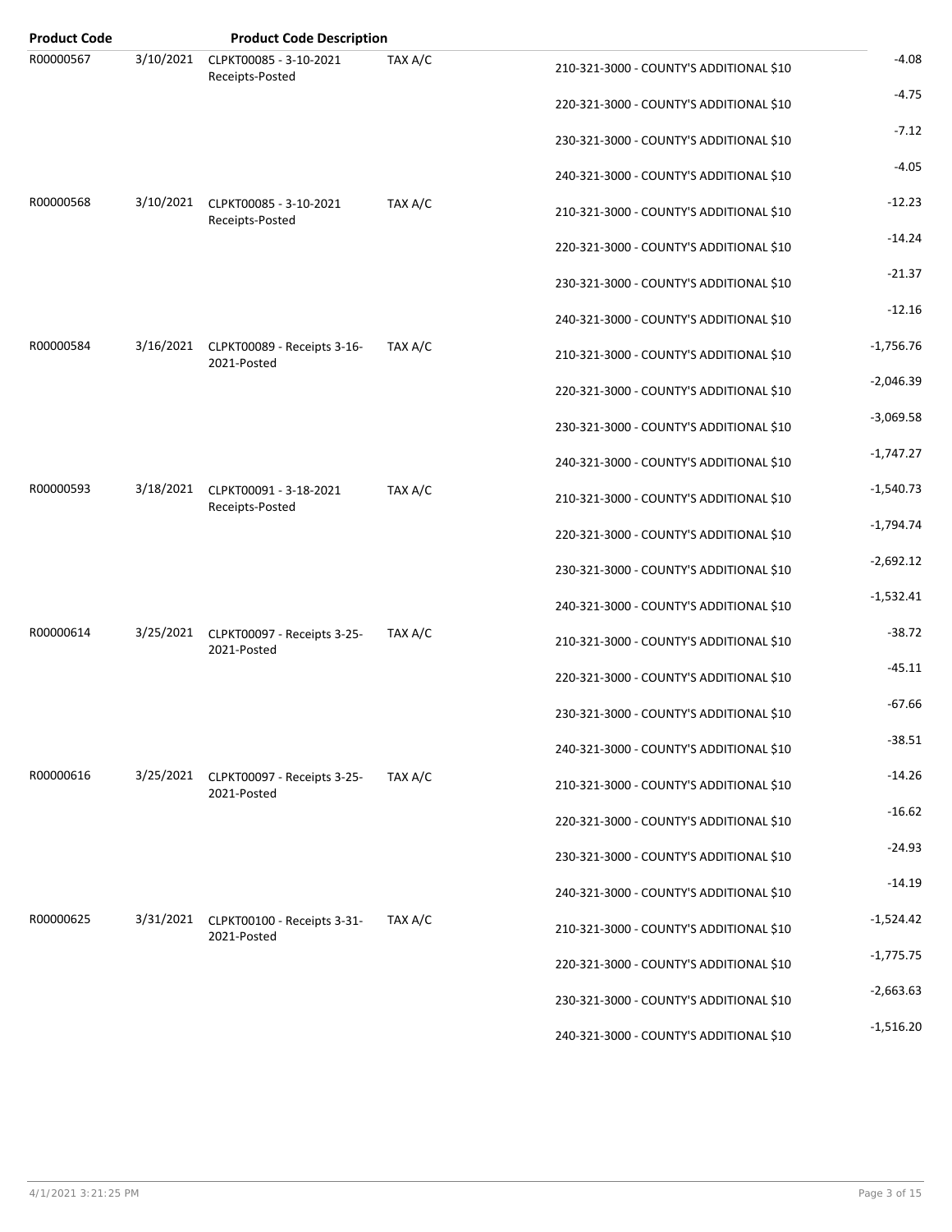| Product Code | | Product Code Description | | | |
|---|---|---|---|---|---|
| R00000567 | 3/10/2021 | CLPKT00085 - 3-10-2021 Receipts-Posted | TAX A/C | 210-321-3000 - COUNTY'S ADDITIONAL $10 | -4.08 |
| | | | | 220-321-3000 - COUNTY'S ADDITIONAL $10 | -4.75 |
| | | | | 230-321-3000 - COUNTY'S ADDITIONAL $10 | -7.12 |
| | | | | 240-321-3000 - COUNTY'S ADDITIONAL $10 | -4.05 |
| R00000568 | 3/10/2021 | CLPKT00085 - 3-10-2021 Receipts-Posted | TAX A/C | 210-321-3000 - COUNTY'S ADDITIONAL $10 | -12.23 |
| | | | | 220-321-3000 - COUNTY'S ADDITIONAL $10 | -14.24 |
| | | | | 230-321-3000 - COUNTY'S ADDITIONAL $10 | -21.37 |
| | | | | 240-321-3000 - COUNTY'S ADDITIONAL $10 | -12.16 |
| R00000584 | 3/16/2021 | CLPKT00089 - Receipts 3-16-2021-Posted | TAX A/C | 210-321-3000 - COUNTY'S ADDITIONAL $10 | -1,756.76 |
| | | | | 220-321-3000 - COUNTY'S ADDITIONAL $10 | -2,046.39 |
| | | | | 230-321-3000 - COUNTY'S ADDITIONAL $10 | -3,069.58 |
| | | | | 240-321-3000 - COUNTY'S ADDITIONAL $10 | -1,747.27 |
| R00000593 | 3/18/2021 | CLPKT00091 - 3-18-2021 Receipts-Posted | TAX A/C | 210-321-3000 - COUNTY'S ADDITIONAL $10 | -1,540.73 |
| | | | | 220-321-3000 - COUNTY'S ADDITIONAL $10 | -1,794.74 |
| | | | | 230-321-3000 - COUNTY'S ADDITIONAL $10 | -2,692.12 |
| | | | | 240-321-3000 - COUNTY'S ADDITIONAL $10 | -1,532.41 |
| R00000614 | 3/25/2021 | CLPKT00097 - Receipts 3-25-2021-Posted | TAX A/C | 210-321-3000 - COUNTY'S ADDITIONAL $10 | -38.72 |
| | | | | 220-321-3000 - COUNTY'S ADDITIONAL $10 | -45.11 |
| | | | | 230-321-3000 - COUNTY'S ADDITIONAL $10 | -67.66 |
| | | | | 240-321-3000 - COUNTY'S ADDITIONAL $10 | -38.51 |
| R00000616 | 3/25/2021 | CLPKT00097 - Receipts 3-25-2021-Posted | TAX A/C | 210-321-3000 - COUNTY'S ADDITIONAL $10 | -14.26 |
| | | | | 220-321-3000 - COUNTY'S ADDITIONAL $10 | -16.62 |
| | | | | 230-321-3000 - COUNTY'S ADDITIONAL $10 | -24.93 |
| | | | | 240-321-3000 - COUNTY'S ADDITIONAL $10 | -14.19 |
| R00000625 | 3/31/2021 | CLPKT00100 - Receipts 3-31-2021-Posted | TAX A/C | 210-321-3000 - COUNTY'S ADDITIONAL $10 | -1,524.42 |
| | | | | 220-321-3000 - COUNTY'S ADDITIONAL $10 | -1,775.75 |
| | | | | 230-321-3000 - COUNTY'S ADDITIONAL $10 | -2,663.63 |
| | | | | 240-321-3000 - COUNTY'S ADDITIONAL $10 | -1,516.20 |

4/1/2021 3:21:25 PM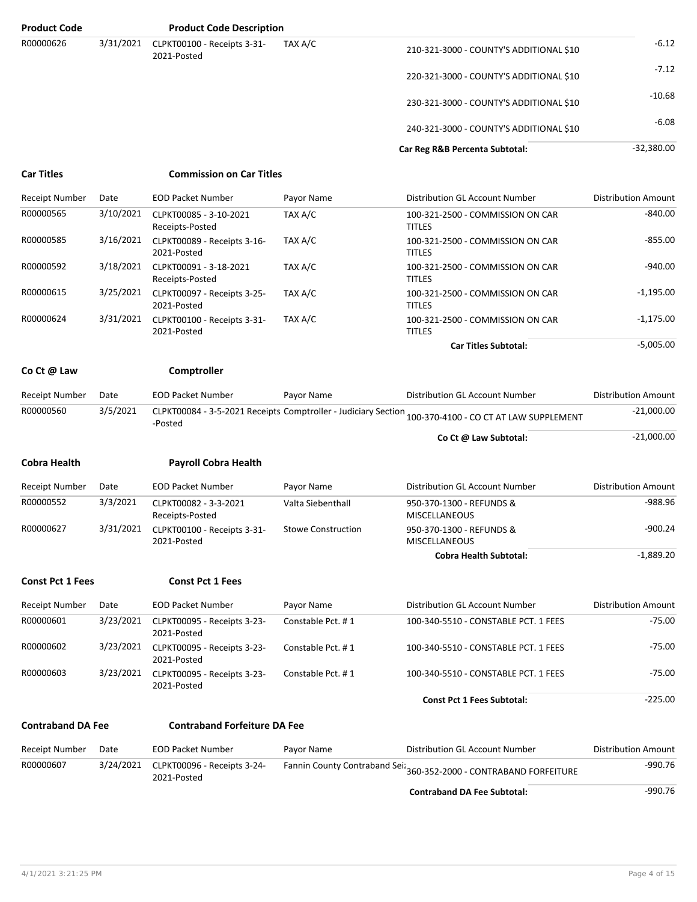| Product Code | | Product Code Description | | | |
|---|---|---|---|---|---|
| R00000626 | 3/31/2021 | CLPKT00100 - Receipts 3-31-2021-Posted | TAX A/C | 210-321-3000 - COUNTY'S ADDITIONAL $10 | -6.12 |
| | | | | 220-321-3000 - COUNTY'S ADDITIONAL $10 | -7.12 |
| | | | | 230-321-3000 - COUNTY'S ADDITIONAL $10 | -10.68 |
| | | | | 240-321-3000 - COUNTY'S ADDITIONAL $10 | -6.08 |
| | | | | **Car Reg R&B Percenta Subtotal:** | -32,380.00 |

**Car Titles** **Commission on Car Titles**

| Receipt Number | Date | EOD Packet Number | Payor Name | Distribution GL Account Number | Distribution Amount |
|---|---|---|---|---|---|
| R00000565 | 3/10/2021 | CLPKT00085 - 3-10-2021 Receipts-Posted | TAX A/C | 100-321-2500 - COMMISSION ON CAR TITLES | -840.00 |
| R00000585 | 3/16/2021 | CLPKT00089 - Receipts 3-16-2021-Posted | TAX A/C | 100-321-2500 - COMMISSION ON CAR TITLES | -855.00 |
| R00000592 | 3/18/2021 | CLPKT00091 - 3-18-2021 Receipts-Posted | TAX A/C | 100-321-2500 - COMMISSION ON CAR TITLES | -940.00 |
| R00000615 | 3/25/2021 | CLPKT00097 - Receipts 3-25-2021-Posted | TAX A/C | 100-321-2500 - COMMISSION ON CAR TITLES | -1,195.00 |
| R00000624 | 3/31/2021 | CLPKT00100 - Receipts 3-31-2021-Posted | TAX A/C | 100-321-2500 - COMMISSION ON CAR TITLES | -1,175.00 |
| | | | | **Car Titles Subtotal:** | -5,005.00 |

**Co Ct @ Law** **Comptroller**

| Receipt Number | Date | EOD Packet Number | Payor Name | Distribution GL Account Number | Distribution Amount |
|---|---|---|---|---|---|
| R00000560 | 3/5/2021 | CLPKT00084 - 3-5-2021 Receipts-Posted | Comptroller - Judiciary Section | 100-370-4100 - CO CT AT LAW SUPPLEMENT | -21,000.00 |
| | | | | **Co Ct @ Law Subtotal:** | -21,000.00 |

**Cobra Health** **Payroll Cobra Health**

| Receipt Number | Date | EOD Packet Number | Payor Name | Distribution GL Account Number | Distribution Amount |
|---|---|---|---|---|---|
| R00000552 | 3/3/2021 | CLPKT00082 - 3-3-2021 Receipts-Posted | Valta Siebenthall | 950-370-1300 - REFUNDS & MISCELLANEOUS | -988.96 |
| R00000627 | 3/31/2021 | CLPKT00100 - Receipts 3-31-2021-Posted | Stowe Construction | 950-370-1300 - REFUNDS & MISCELLANEOUS | -900.24 |
| | | | | **Cobra Health Subtotal:** | -1,889.20 |

**Const Pct 1 Fees** **Const Pct 1 Fees**

| Receipt Number | Date | EOD Packet Number | Payor Name | Distribution GL Account Number | Distribution Amount |
|---|---|---|---|---|---|
| R00000601 | 3/23/2021 | CLPKT00095 - Receipts 3-23-2021-Posted | Constable Pct. # 1 | 100-340-5510 - CONSTABLE PCT. 1 FEES | -75.00 |
| R00000602 | 3/23/2021 | CLPKT00095 - Receipts 3-23-2021-Posted | Constable Pct. # 1 | 100-340-5510 - CONSTABLE PCT. 1 FEES | -75.00 |
| R00000603 | 3/23/2021 | CLPKT00095 - Receipts 3-23-2021-Posted | Constable Pct. # 1 | 100-340-5510 - CONSTABLE PCT. 1 FEES | -75.00 |
| | | | | **Const Pct 1 Fees Subtotal:** | -225.00 |

**Contraband DA Fee** **Contraband Forfeiture DA Fee**

| Receipt Number | Date | EOD Packet Number | Payor Name | Distribution GL Account Number | Distribution Amount |
|---|---|---|---|---|---|
| R00000607 | 3/24/2021 | CLPKT00096 - Receipts 3-24-2021-Posted | Fannin County Contraband Sei: | 360-352-2000 - CONTRABAND FORFEITURE | -990.76 |
| | | | | **Contraband DA Fee Subtotal:** | -990.76 |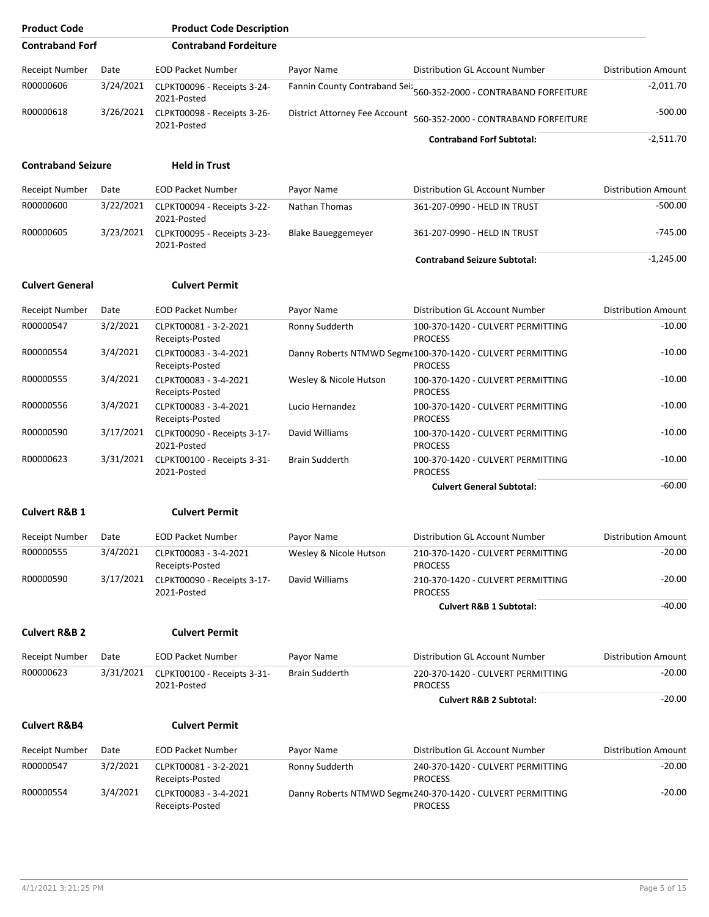| Product Code | Product Code Description |
|---|---|

## Contraband Forf — Contraband Fordeiture

| Receipt Number | Date | EOD Packet Number | Payor Name | Distribution GL Account Number | Distribution Amount |
|---|---|---|---|---|---|
| R00000606 | 3/24/2021 | CLPKT00096 - Receipts 3-24-2021-Posted | Fannin County Contraband Sei: | 560-352-2000 - CONTRABAND FORFEITURE | -2,011.70 |
| R00000618 | 3/26/2021 | CLPKT00098 - Receipts 3-26-2021-Posted | District Attorney Fee Account | 560-352-2000 - CONTRABAND FORFEITURE | -500.00 |
| | | | | **Contraband Forf Subtotal:** | -2,511.70 |

## Contraband Seizure — Held in Trust

| Receipt Number | Date | EOD Packet Number | Payor Name | Distribution GL Account Number | Distribution Amount |
|---|---|---|---|---|---|
| R00000600 | 3/22/2021 | CLPKT00094 - Receipts 3-22-2021-Posted | Nathan Thomas | 361-207-0990 - HELD IN TRUST | -500.00 |
| R00000605 | 3/23/2021 | CLPKT00095 - Receipts 3-23-2021-Posted | Blake Baueggemeyer | 361-207-0990 - HELD IN TRUST | -745.00 |
| | | | | **Contraband Seizure Subtotal:** | -1,245.00 |

## Culvert General — Culvert Permit

| Receipt Number | Date | EOD Packet Number | Payor Name | Distribution GL Account Number | Distribution Amount |
|---|---|---|---|---|---|
| R00000547 | 3/2/2021 | CLPKT00081 - 3-2-2021 Receipts-Posted | Ronny Sudderth | 100-370-1420 - CULVERT PERMITTING PROCESS | -10.00 |
| R00000554 | 3/4/2021 | CLPKT00083 - 3-4-2021 Receipts-Posted | Danny Roberts NTMWD Segme | 100-370-1420 - CULVERT PERMITTING PROCESS | -10.00 |
| R00000555 | 3/4/2021 | CLPKT00083 - 3-4-2021 Receipts-Posted | Wesley & Nicole Hutson | 100-370-1420 - CULVERT PERMITTING PROCESS | -10.00 |
| R00000556 | 3/4/2021 | CLPKT00083 - 3-4-2021 Receipts-Posted | Lucio Hernandez | 100-370-1420 - CULVERT PERMITTING PROCESS | -10.00 |
| R00000590 | 3/17/2021 | CLPKT00090 - Receipts 3-17-2021-Posted | David Williams | 100-370-1420 - CULVERT PERMITTING PROCESS | -10.00 |
| R00000623 | 3/31/2021 | CLPKT00100 - Receipts 3-31-2021-Posted | Brain Sudderth | 100-370-1420 - CULVERT PERMITTING PROCESS | -10.00 |
| | | | | **Culvert General Subtotal:** | -60.00 |

## Culvert R&B 1 — Culvert Permit

| Receipt Number | Date | EOD Packet Number | Payor Name | Distribution GL Account Number | Distribution Amount |
|---|---|---|---|---|---|
| R00000555 | 3/4/2021 | CLPKT00083 - 3-4-2021 Receipts-Posted | Wesley & Nicole Hutson | 210-370-1420 - CULVERT PERMITTING PROCESS | -20.00 |
| R00000590 | 3/17/2021 | CLPKT00090 - Receipts 3-17-2021-Posted | David Williams | 210-370-1420 - CULVERT PERMITTING PROCESS | -20.00 |
| | | | | **Culvert R&B 1 Subtotal:** | -40.00 |

## Culvert R&B 2 — Culvert Permit

| Receipt Number | Date | EOD Packet Number | Payor Name | Distribution GL Account Number | Distribution Amount |
|---|---|---|---|---|---|
| R00000623 | 3/31/2021 | CLPKT00100 - Receipts 3-31-2021-Posted | Brain Sudderth | 220-370-1420 - CULVERT PERMITTING PROCESS | -20.00 |
| | | | | **Culvert R&B 2 Subtotal:** | -20.00 |

## Culvert R&B4 — Culvert Permit

| Receipt Number | Date | EOD Packet Number | Payor Name | Distribution GL Account Number | Distribution Amount |
|---|---|---|---|---|---|
| R00000547 | 3/2/2021 | CLPKT00081 - 3-2-2021 Receipts-Posted | Ronny Sudderth | 240-370-1420 - CULVERT PERMITTING PROCESS | -20.00 |
| R00000554 | 3/4/2021 | CLPKT00083 - 3-4-2021 Receipts-Posted | Danny Roberts NTMWD Segme | 240-370-1420 - CULVERT PERMITTING PROCESS | -20.00 |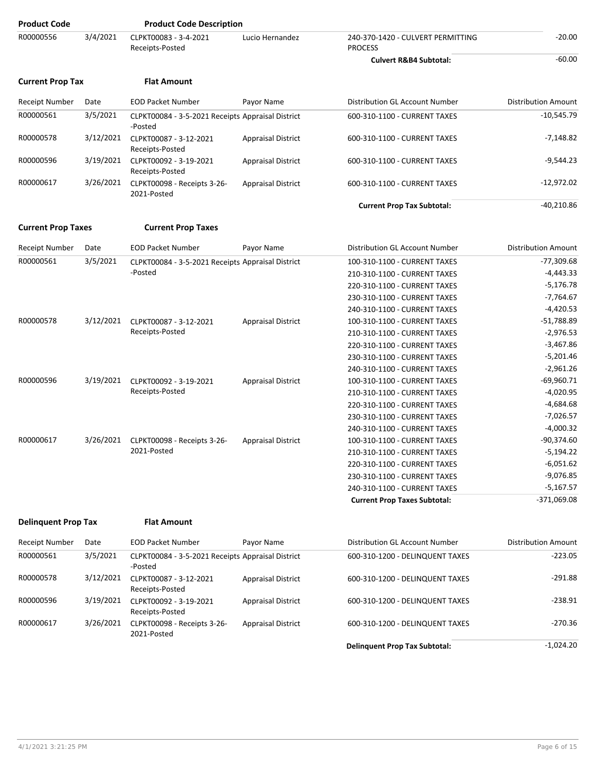| Product Code | | Product Code Description | | | |
|---|---|---|---|---|---|
| R00000556 | 3/4/2021 | CLPKT00083 - 3-4-2021 Receipts-Posted | Lucio Hernandez | 240-370-1420 - CULVERT PERMITTING PROCESS | -20.00 |
| | | | | **Culvert R&B4 Subtotal:** | -60.00 |

**Current Prop Tax** **Flat Amount**

| Receipt Number | Date | EOD Packet Number | Payor Name | Distribution GL Account Number | Distribution Amount |
|---|---|---|---|---|---|
| R00000561 | 3/5/2021 | CLPKT00084 - 3-5-2021 Receipts -Posted | Appraisal District | 600-310-1100 - CURRENT TAXES | -10,545.79 |
| R00000578 | 3/12/2021 | CLPKT00087 - 3-12-2021 Receipts-Posted | Appraisal District | 600-310-1100 - CURRENT TAXES | -7,148.82 |
| R00000596 | 3/19/2021 | CLPKT00092 - 3-19-2021 Receipts-Posted | Appraisal District | 600-310-1100 - CURRENT TAXES | -9,544.23 |
| R00000617 | 3/26/2021 | CLPKT00098 - Receipts 3-26-2021-Posted | Appraisal District | 600-310-1100 - CURRENT TAXES | -12,972.02 |
| | | | | **Current Prop Tax Subtotal:** | -40,210.86 |

**Current Prop Taxes** **Current Prop Taxes**

| Receipt Number | Date | EOD Packet Number | Payor Name | Distribution GL Account Number | Distribution Amount |
|---|---|---|---|---|---|
| R00000561 | 3/5/2021 | CLPKT00084 - 3-5-2021 Receipts -Posted | Appraisal District | 100-310-1100 - CURRENT TAXES | -77,309.68 |
| | | | | 210-310-1100 - CURRENT TAXES | -4,443.33 |
| | | | | 220-310-1100 - CURRENT TAXES | -5,176.78 |
| | | | | 230-310-1100 - CURRENT TAXES | -7,764.67 |
| | | | | 240-310-1100 - CURRENT TAXES | -4,420.53 |
| R00000578 | 3/12/2021 | CLPKT00087 - 3-12-2021 Receipts-Posted | Appraisal District | 100-310-1100 - CURRENT TAXES | -51,788.89 |
| | | | | 210-310-1100 - CURRENT TAXES | -2,976.53 |
| | | | | 220-310-1100 - CURRENT TAXES | -3,467.86 |
| | | | | 230-310-1100 - CURRENT TAXES | -5,201.46 |
| | | | | 240-310-1100 - CURRENT TAXES | -2,961.26 |
| R00000596 | 3/19/2021 | CLPKT00092 - 3-19-2021 Receipts-Posted | Appraisal District | 100-310-1100 - CURRENT TAXES | -69,960.71 |
| | | | | 210-310-1100 - CURRENT TAXES | -4,020.95 |
| | | | | 220-310-1100 - CURRENT TAXES | -4,684.68 |
| | | | | 230-310-1100 - CURRENT TAXES | -7,026.57 |
| | | | | 240-310-1100 - CURRENT TAXES | -4,000.32 |
| R00000617 | 3/26/2021 | CLPKT00098 - Receipts 3-26-2021-Posted | Appraisal District | 100-310-1100 - CURRENT TAXES | -90,374.60 |
| | | | | 210-310-1100 - CURRENT TAXES | -5,194.22 |
| | | | | 220-310-1100 - CURRENT TAXES | -6,051.62 |
| | | | | 230-310-1100 - CURRENT TAXES | -9,076.85 |
| | | | | 240-310-1100 - CURRENT TAXES | -5,167.57 |
| | | | | **Current Prop Taxes Subtotal:** | -371,069.08 |

**Delinquent Prop Tax** **Flat Amount**

| Receipt Number | Date | EOD Packet Number | Payor Name | Distribution GL Account Number | Distribution Amount |
|---|---|---|---|---|---|
| R00000561 | 3/5/2021 | CLPKT00084 - 3-5-2021 Receipts -Posted | Appraisal District | 600-310-1200 - DELINQUENT TAXES | -223.05 |
| R00000578 | 3/12/2021 | CLPKT00087 - 3-12-2021 Receipts-Posted | Appraisal District | 600-310-1200 - DELINQUENT TAXES | -291.88 |
| R00000596 | 3/19/2021 | CLPKT00092 - 3-19-2021 Receipts-Posted | Appraisal District | 600-310-1200 - DELINQUENT TAXES | -238.91 |
| R00000617 | 3/26/2021 | CLPKT00098 - Receipts 3-26-2021-Posted | Appraisal District | 600-310-1200 - DELINQUENT TAXES | -270.36 |
| | | | | **Delinquent Prop Tax Subtotal:** | -1,024.20 |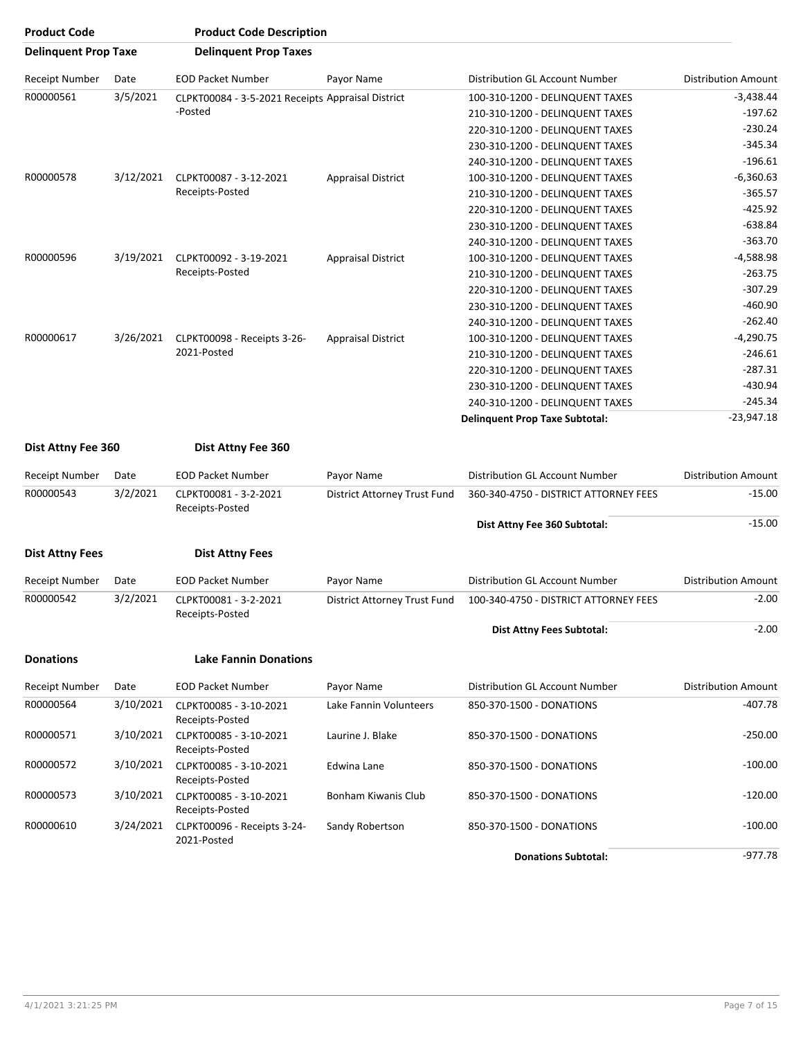| Product Code | Product Code Description |
|---|---|
| **Delinquent Prop Taxe** | **Delinquent Prop Taxes** |

| Receipt Number | Date | EOD Packet Number | Payor Name | Distribution GL Account Number | Distribution Amount |
|---|---|---|---|---|---|
| R00000561 | 3/5/2021 | CLPKT00084 - 3-5-2021 Receipts -Posted | Appraisal District | 100-310-1200 - DELINQUENT TAXES | -3,438.44 |
| | | | | 210-310-1200 - DELINQUENT TAXES | -197.62 |
| | | | | 220-310-1200 - DELINQUENT TAXES | -230.24 |
| | | | | 230-310-1200 - DELINQUENT TAXES | -345.34 |
| | | | | 240-310-1200 - DELINQUENT TAXES | -196.61 |
| R00000578 | 3/12/2021 | CLPKT00087 - 3-12-2021 Receipts-Posted | Appraisal District | 100-310-1200 - DELINQUENT TAXES | -6,360.63 |
| | | | | 210-310-1200 - DELINQUENT TAXES | -365.57 |
| | | | | 220-310-1200 - DELINQUENT TAXES | -425.92 |
| | | | | 230-310-1200 - DELINQUENT TAXES | -638.84 |
| | | | | 240-310-1200 - DELINQUENT TAXES | -363.70 |
| R00000596 | 3/19/2021 | CLPKT00092 - 3-19-2021 Receipts-Posted | Appraisal District | 100-310-1200 - DELINQUENT TAXES | -4,588.98 |
| | | | | 210-310-1200 - DELINQUENT TAXES | -263.75 |
| | | | | 220-310-1200 - DELINQUENT TAXES | -307.29 |
| | | | | 230-310-1200 - DELINQUENT TAXES | -460.90 |
| | | | | 240-310-1200 - DELINQUENT TAXES | -262.40 |
| R00000617 | 3/26/2021 | CLPKT00098 - Receipts 3-26-2021-Posted | Appraisal District | 100-310-1200 - DELINQUENT TAXES | -4,290.75 |
| | | | | 210-310-1200 - DELINQUENT TAXES | -246.61 |
| | | | | 220-310-1200 - DELINQUENT TAXES | -287.31 |
| | | | | 230-310-1200 - DELINQUENT TAXES | -430.94 |
| | | | | 240-310-1200 - DELINQUENT TAXES | -245.34 |
| | | | | **Delinquent Prop Taxe Subtotal:** | -23,947.18 |

| **Dist Attny Fee 360** | **Dist Attny Fee 360** |
|---|---|

| Receipt Number | Date | EOD Packet Number | Payor Name | Distribution GL Account Number | Distribution Amount |
|---|---|---|---|---|---|
| R00000543 | 3/2/2021 | CLPKT00081 - 3-2-2021 Receipts-Posted | District Attorney Trust Fund | 360-340-4750 - DISTRICT ATTORNEY FEES | -15.00 |
| | | | | **Dist Attny Fee 360 Subtotal:** | -15.00 |

| **Dist Attny Fees** | **Dist Attny Fees** |
|---|---|

| Receipt Number | Date | EOD Packet Number | Payor Name | Distribution GL Account Number | Distribution Amount |
|---|---|---|---|---|---|
| R00000542 | 3/2/2021 | CLPKT00081 - 3-2-2021 Receipts-Posted | District Attorney Trust Fund | 100-340-4750 - DISTRICT ATTORNEY FEES | -2.00 |
| | | | | **Dist Attny Fees Subtotal:** | -2.00 |

| **Donations** | **Lake Fannin Donations** |
|---|---|

| Receipt Number | Date | EOD Packet Number | Payor Name | Distribution GL Account Number | Distribution Amount |
|---|---|---|---|---|---|
| R00000564 | 3/10/2021 | CLPKT00085 - 3-10-2021 Receipts-Posted | Lake Fannin Volunteers | 850-370-1500 - DONATIONS | -407.78 |
| R00000571 | 3/10/2021 | CLPKT00085 - 3-10-2021 Receipts-Posted | Laurine J. Blake | 850-370-1500 - DONATIONS | -250.00 |
| R00000572 | 3/10/2021 | CLPKT00085 - 3-10-2021 Receipts-Posted | Edwina Lane | 850-370-1500 - DONATIONS | -100.00 |
| R00000573 | 3/10/2021 | CLPKT00085 - 3-10-2021 Receipts-Posted | Bonham Kiwanis Club | 850-370-1500 - DONATIONS | -120.00 |
| R00000610 | 3/24/2021 | CLPKT00096 - Receipts 3-24-2021-Posted | Sandy Robertson | 850-370-1500 - DONATIONS | -100.00 |
| | | | | **Donations Subtotal:** | -977.78 |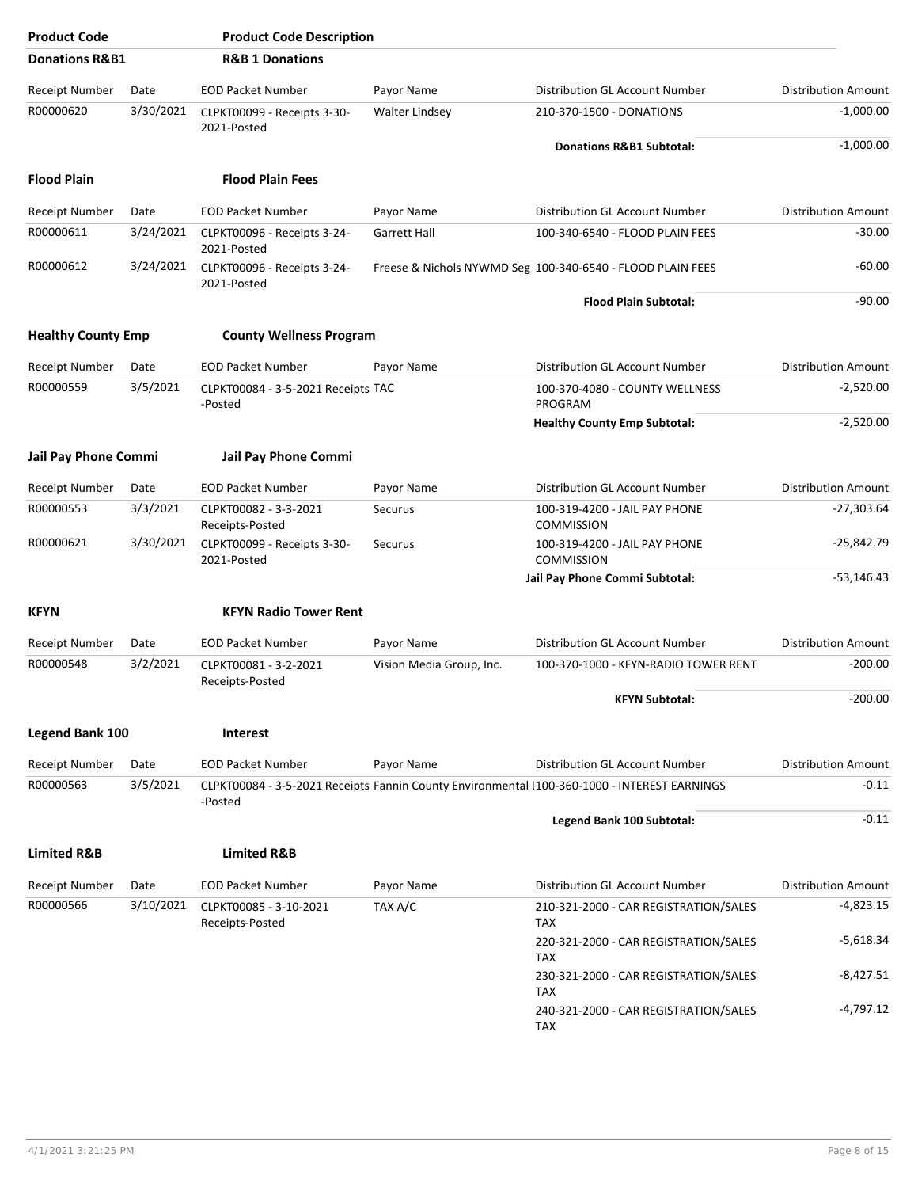| Product Code | Product Code Description | | | | |
|---|---|---|---|---|---|
| **Donations R&B1** | **R&B 1 Donations** | | | | |

| Receipt Number | Date | EOD Packet Number | Payor Name | Distribution GL Account Number | Distribution Amount |
|---|---|---|---|---|---|
| R00000620 | 3/30/2021 | CLPKT00099 - Receipts 3-30-2021-Posted | Walter Lindsey | 210-370-1500 - DONATIONS | -1,000.00 |
| | | | | **Donations R&B1 Subtotal:** | -1,000.00 |

**Flood Plain** — **Flood Plain Fees**

| Receipt Number | Date | EOD Packet Number | Payor Name | Distribution GL Account Number | Distribution Amount |
|---|---|---|---|---|---|
| R00000611 | 3/24/2021 | CLPKT00096 - Receipts 3-24-2021-Posted | Garrett Hall | 100-340-6540 - FLOOD PLAIN FEES | -30.00 |
| R00000612 | 3/24/2021 | CLPKT00096 - Receipts 3-24-2021-Posted | Freese & Nichols NYWMD Seg | 100-340-6540 - FLOOD PLAIN FEES | -60.00 |
| | | | | **Flood Plain Subtotal:** | -90.00 |

**Healthy County Emp** — **County Wellness Program**

| Receipt Number | Date | EOD Packet Number | Payor Name | Distribution GL Account Number | Distribution Amount |
|---|---|---|---|---|---|
| R00000559 | 3/5/2021 | CLPKT00084 - 3-5-2021 Receipts -Posted | TAC | 100-370-4080 - COUNTY WELLNESS PROGRAM | -2,520.00 |
| | | | | **Healthy County Emp Subtotal:** | -2,520.00 |

**Jail Pay Phone Commi** — **Jail Pay Phone Commi**

| Receipt Number | Date | EOD Packet Number | Payor Name | Distribution GL Account Number | Distribution Amount |
|---|---|---|---|---|---|
| R00000553 | 3/3/2021 | CLPKT00082 - 3-3-2021 Receipts-Posted | Securus | 100-319-4200 - JAIL PAY PHONE COMMISSION | -27,303.64 |
| R00000621 | 3/30/2021 | CLPKT00099 - Receipts 3-30-2021-Posted | Securus | 100-319-4200 - JAIL PAY PHONE COMMISSION | -25,842.79 |
| | | | | **Jail Pay Phone Commi Subtotal:** | -53,146.43 |

**KFYN** — **KFYN Radio Tower Rent**

| Receipt Number | Date | EOD Packet Number | Payor Name | Distribution GL Account Number | Distribution Amount |
|---|---|---|---|---|---|
| R00000548 | 3/2/2021 | CLPKT00081 - 3-2-2021 Receipts-Posted | Vision Media Group, Inc. | 100-370-1000 - KFYN-RADIO TOWER RENT | -200.00 |
| | | | | **KFYN Subtotal:** | -200.00 |

**Legend Bank 100** — **Interest**

| Receipt Number | Date | EOD Packet Number | Payor Name | Distribution GL Account Number | Distribution Amount |
|---|---|---|---|---|---|
| R00000563 | 3/5/2021 | CLPKT00084 - 3-5-2021 Receipts -Posted | Fannin County Environmental I | 100-360-1000 - INTEREST EARNINGS | -0.11 |
| | | | | **Legend Bank 100 Subtotal:** | -0.11 |

**Limited R&B** — **Limited R&B**

| Receipt Number | Date | EOD Packet Number | Payor Name | Distribution GL Account Number | Distribution Amount |
|---|---|---|---|---|---|
| R00000566 | 3/10/2021 | CLPKT00085 - 3-10-2021 Receipts-Posted | TAX A/C | 210-321-2000 - CAR REGISTRATION/SALES TAX | -4,823.15 |
| | | | | 220-321-2000 - CAR REGISTRATION/SALES TAX | -5,618.34 |
| | | | | 230-321-2000 - CAR REGISTRATION/SALES TAX | -8,427.51 |
| | | | | 240-321-2000 - CAR REGISTRATION/SALES TAX | -4,797.12 |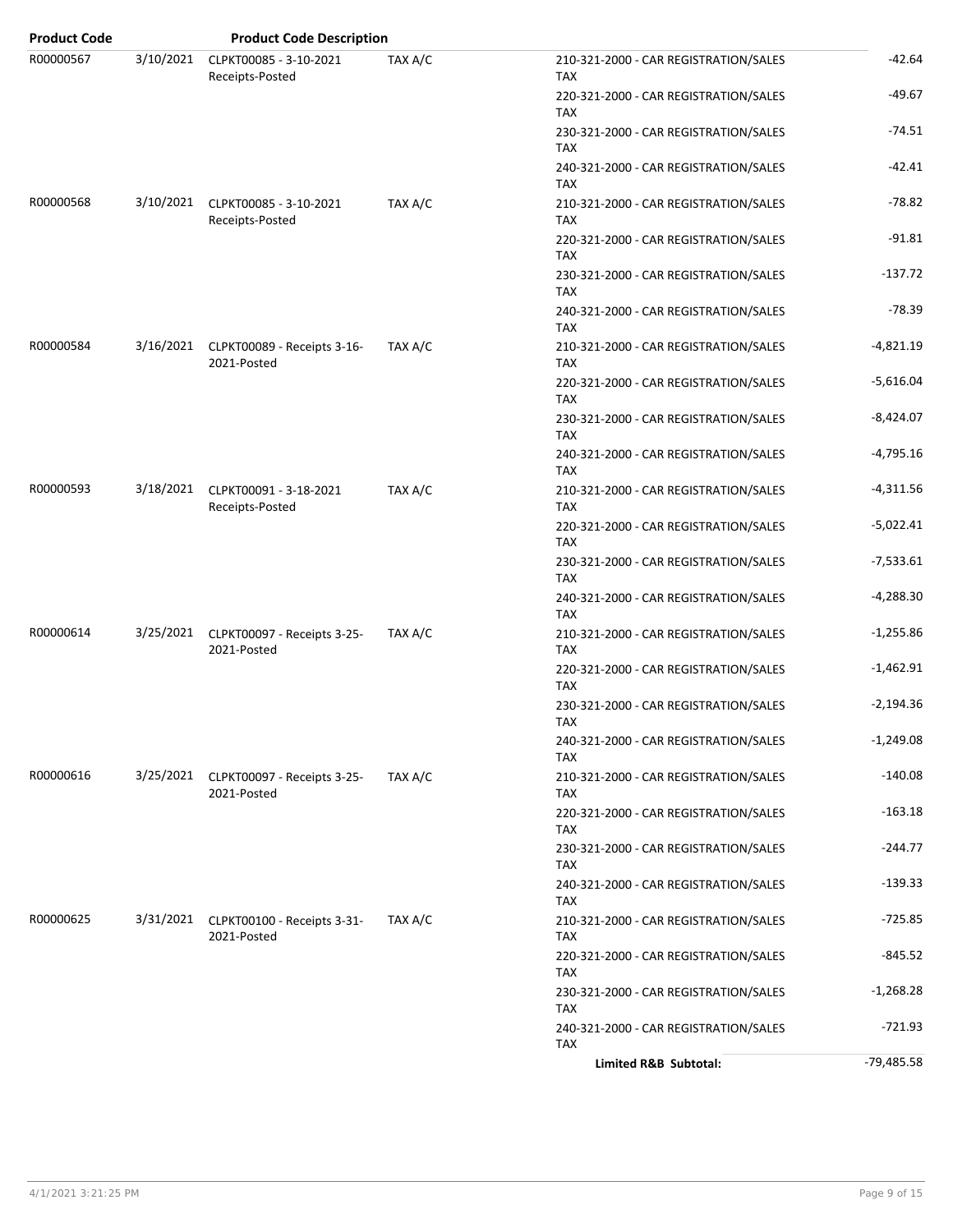| Product Code | | Product Code Description | | | |
|---|---|---|---|---|---|
| R00000567 | 3/10/2021 | CLPKT00085 - 3-10-2021 Receipts-Posted | TAX A/C | 210-321-2000 - CAR REGISTRATION/SALES TAX | -42.64 |
| | | | | 220-321-2000 - CAR REGISTRATION/SALES TAX | -49.67 |
| | | | | 230-321-2000 - CAR REGISTRATION/SALES TAX | -74.51 |
| | | | | 240-321-2000 - CAR REGISTRATION/SALES TAX | -42.41 |
| R00000568 | 3/10/2021 | CLPKT00085 - 3-10-2021 Receipts-Posted | TAX A/C | 210-321-2000 - CAR REGISTRATION/SALES TAX | -78.82 |
| | | | | 220-321-2000 - CAR REGISTRATION/SALES TAX | -91.81 |
| | | | | 230-321-2000 - CAR REGISTRATION/SALES TAX | -137.72 |
| | | | | 240-321-2000 - CAR REGISTRATION/SALES TAX | -78.39 |
| R00000584 | 3/16/2021 | CLPKT00089 - Receipts 3-16-2021-Posted | TAX A/C | 210-321-2000 - CAR REGISTRATION/SALES TAX | -4,821.19 |
| | | | | 220-321-2000 - CAR REGISTRATION/SALES TAX | -5,616.04 |
| | | | | 230-321-2000 - CAR REGISTRATION/SALES TAX | -8,424.07 |
| | | | | 240-321-2000 - CAR REGISTRATION/SALES TAX | -4,795.16 |
| R00000593 | 3/18/2021 | CLPKT00091 - 3-18-2021 Receipts-Posted | TAX A/C | 210-321-2000 - CAR REGISTRATION/SALES TAX | -4,311.56 |
| | | | | 220-321-2000 - CAR REGISTRATION/SALES TAX | -5,022.41 |
| | | | | 230-321-2000 - CAR REGISTRATION/SALES TAX | -7,533.61 |
| | | | | 240-321-2000 - CAR REGISTRATION/SALES TAX | -4,288.30 |
| R00000614 | 3/25/2021 | CLPKT00097 - Receipts 3-25-2021-Posted | TAX A/C | 210-321-2000 - CAR REGISTRATION/SALES TAX | -1,255.86 |
| | | | | 220-321-2000 - CAR REGISTRATION/SALES TAX | -1,462.91 |
| | | | | 230-321-2000 - CAR REGISTRATION/SALES TAX | -2,194.36 |
| | | | | 240-321-2000 - CAR REGISTRATION/SALES TAX | -1,249.08 |
| R00000616 | 3/25/2021 | CLPKT00097 - Receipts 3-25-2021-Posted | TAX A/C | 210-321-2000 - CAR REGISTRATION/SALES TAX | -140.08 |
| | | | | 220-321-2000 - CAR REGISTRATION/SALES TAX | -163.18 |
| | | | | 230-321-2000 - CAR REGISTRATION/SALES TAX | -244.77 |
| | | | | 240-321-2000 - CAR REGISTRATION/SALES TAX | -139.33 |
| R00000625 | 3/31/2021 | CLPKT00100 - Receipts 3-31-2021-Posted | TAX A/C | 210-321-2000 - CAR REGISTRATION/SALES TAX | -725.85 |
| | | | | 220-321-2000 - CAR REGISTRATION/SALES TAX | -845.52 |
| | | | | 230-321-2000 - CAR REGISTRATION/SALES TAX | -1,268.28 |
| | | | | 240-321-2000 - CAR REGISTRATION/SALES TAX | -721.93 |
| | | | | **Limited R&B Subtotal:** | -79,485.58 |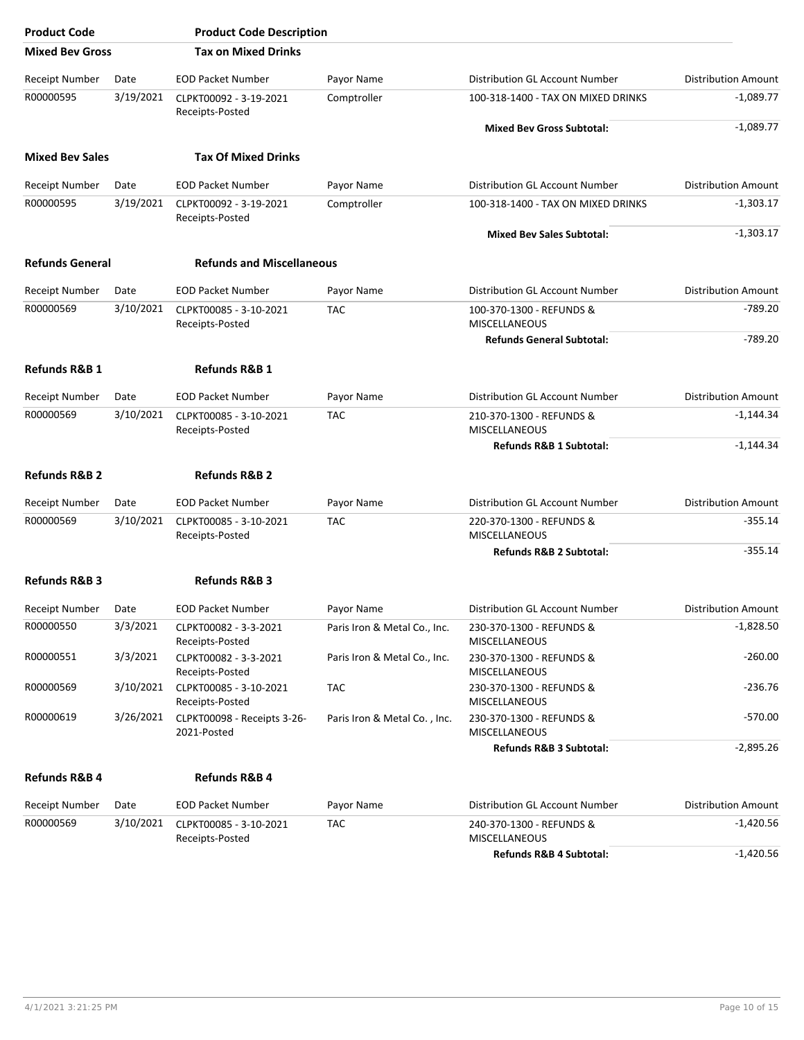| Product Code | Product Code Description | | | | |
|---|---|---|---|---|---|
| **Mixed Bev Gross** | **Tax on Mixed Drinks** | | | | |
| Receipt Number | Date | EOD Packet Number | Payor Name | Distribution GL Account Number | Distribution Amount |
| R00000595 | 3/19/2021 | CLPKT00092 - 3-19-2021 Receipts-Posted | Comptroller | 100-318-1400 - TAX ON MIXED DRINKS | -1,089.77 |
| | | | | **Mixed Bev Gross Subtotal:** | -1,089.77 |
| **Mixed Bev Sales** | **Tax Of Mixed Drinks** | | | | |
| Receipt Number | Date | EOD Packet Number | Payor Name | Distribution GL Account Number | Distribution Amount |
| R00000595 | 3/19/2021 | CLPKT00092 - 3-19-2021 Receipts-Posted | Comptroller | 100-318-1400 - TAX ON MIXED DRINKS | -1,303.17 |
| | | | | **Mixed Bev Sales Subtotal:** | -1,303.17 |
| **Refunds General** | **Refunds and Miscellaneous** | | | | |
| Receipt Number | Date | EOD Packet Number | Payor Name | Distribution GL Account Number | Distribution Amount |
| R00000569 | 3/10/2021 | CLPKT00085 - 3-10-2021 Receipts-Posted | TAC | 100-370-1300 - REFUNDS & MISCELLANEOUS | -789.20 |
| | | | | **Refunds General Subtotal:** | -789.20 |
| **Refunds R&B 1** | **Refunds R&B 1** | | | | |
| Receipt Number | Date | EOD Packet Number | Payor Name | Distribution GL Account Number | Distribution Amount |
| R00000569 | 3/10/2021 | CLPKT00085 - 3-10-2021 Receipts-Posted | TAC | 210-370-1300 - REFUNDS & MISCELLANEOUS | -1,144.34 |
| | | | | **Refunds R&B 1 Subtotal:** | -1,144.34 |
| **Refunds R&B 2** | **Refunds R&B 2** | | | | |
| Receipt Number | Date | EOD Packet Number | Payor Name | Distribution GL Account Number | Distribution Amount |
| R00000569 | 3/10/2021 | CLPKT00085 - 3-10-2021 Receipts-Posted | TAC | 220-370-1300 - REFUNDS & MISCELLANEOUS | -355.14 |
| | | | | **Refunds R&B 2 Subtotal:** | -355.14 |
| **Refunds R&B 3** | **Refunds R&B 3** | | | | |
| Receipt Number | Date | EOD Packet Number | Payor Name | Distribution GL Account Number | Distribution Amount |
| R00000550 | 3/3/2021 | CLPKT00082 - 3-3-2021 Receipts-Posted | Paris Iron & Metal Co., Inc. | 230-370-1300 - REFUNDS & MISCELLANEOUS | -1,828.50 |
| R00000551 | 3/3/2021 | CLPKT00082 - 3-3-2021 Receipts-Posted | Paris Iron & Metal Co., Inc. | 230-370-1300 - REFUNDS & MISCELLANEOUS | -260.00 |
| R00000569 | 3/10/2021 | CLPKT00085 - 3-10-2021 Receipts-Posted | TAC | 230-370-1300 - REFUNDS & MISCELLANEOUS | -236.76 |
| R00000619 | 3/26/2021 | CLPKT00098 - Receipts 3-26-2021-Posted | Paris Iron & Metal Co. , Inc. | 230-370-1300 - REFUNDS & MISCELLANEOUS | -570.00 |
| | | | | **Refunds R&B 3 Subtotal:** | -2,895.26 |
| **Refunds R&B 4** | **Refunds R&B 4** | | | | |
| Receipt Number | Date | EOD Packet Number | Payor Name | Distribution GL Account Number | Distribution Amount |
| R00000569 | 3/10/2021 | CLPKT00085 - 3-10-2021 Receipts-Posted | TAC | 240-370-1300 - REFUNDS & MISCELLANEOUS | -1,420.56 |
| | | | | **Refunds R&B 4 Subtotal:** | -1,420.56 |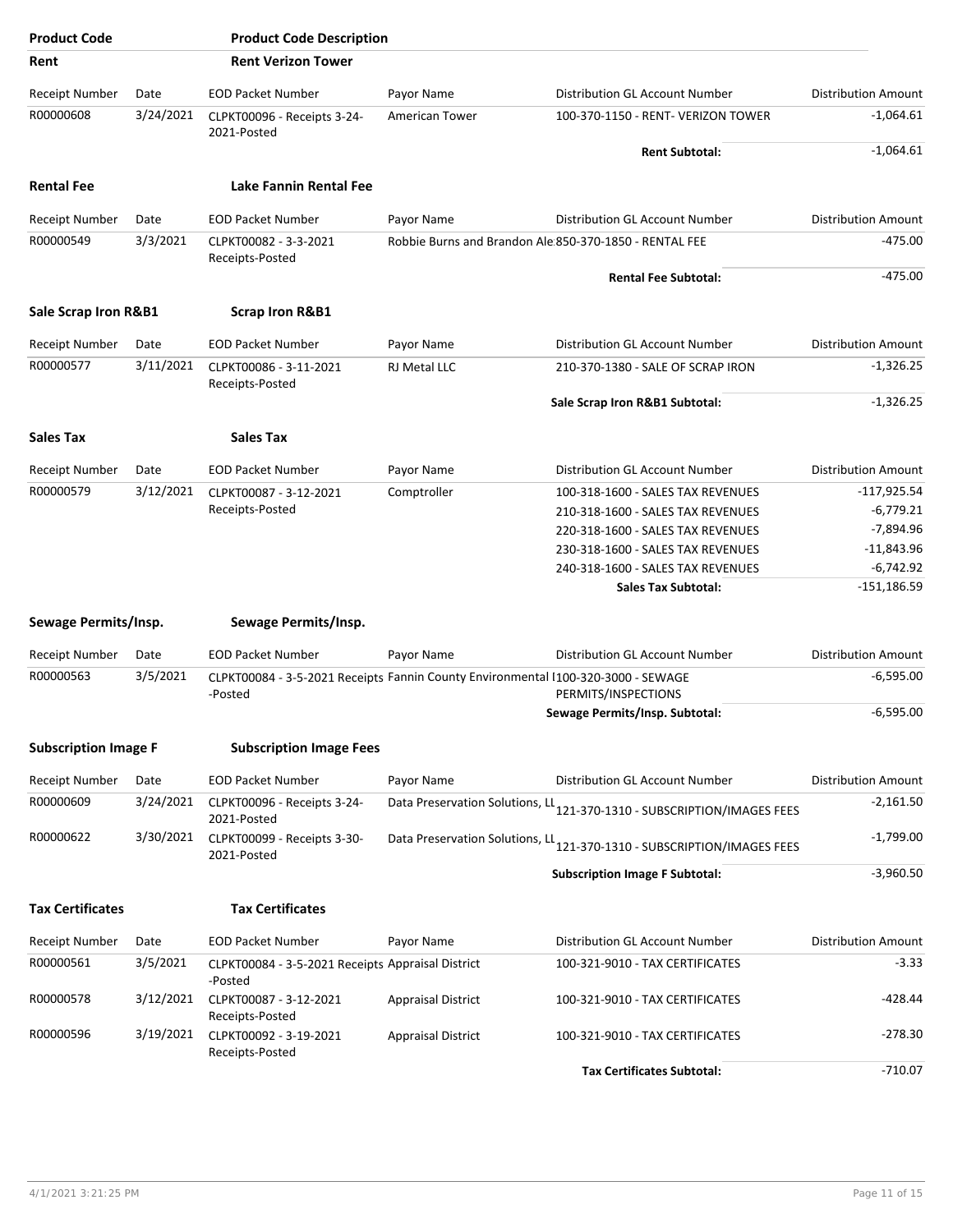| Product Code | | Product Code Description | | | |
|---|---|---|---|---|---|
| **Rent** | | **Rent Verizon Tower** | | | |
| Receipt Number | Date | EOD Packet Number | Payor Name | Distribution GL Account Number | Distribution Amount |
| R00000608 | 3/24/2021 | CLPKT00096 - Receipts 3-24-2021-Posted | American Tower | 100-370-1150 - RENT- VERIZON TOWER | -1,064.61 |
| | | | | **Rent Subtotal:** | -1,064.61 |
| **Rental Fee** | | **Lake Fannin Rental Fee** | | | |
| Receipt Number | Date | EOD Packet Number | Payor Name | Distribution GL Account Number | Distribution Amount |
| R00000549 | 3/3/2021 | CLPKT00082 - 3-3-2021 Receipts-Posted | Robbie Burns and Brandon Ale | 850-370-1850 - RENTAL FEE | -475.00 |
| | | | | **Rental Fee Subtotal:** | -475.00 |
| **Sale Scrap Iron R&B1** | | **Scrap Iron R&B1** | | | |
| Receipt Number | Date | EOD Packet Number | Payor Name | Distribution GL Account Number | Distribution Amount |
| R00000577 | 3/11/2021 | CLPKT00086 - 3-11-2021 Receipts-Posted | RJ Metal LLC | 210-370-1380 - SALE OF SCRAP IRON | -1,326.25 |
| | | | | **Sale Scrap Iron R&B1 Subtotal:** | -1,326.25 |
| **Sales Tax** | | **Sales Tax** | | | |
| Receipt Number | Date | EOD Packet Number | Payor Name | Distribution GL Account Number | Distribution Amount |
| R00000579 | 3/12/2021 | CLPKT00087 - 3-12-2021 Receipts-Posted | Comptroller | 100-318-1600 - SALES TAX REVENUES | -117,925.54 |
| | | | | 210-318-1600 - SALES TAX REVENUES | -6,779.21 |
| | | | | 220-318-1600 - SALES TAX REVENUES | -7,894.96 |
| | | | | 230-318-1600 - SALES TAX REVENUES | -11,843.96 |
| | | | | 240-318-1600 - SALES TAX REVENUES | -6,742.92 |
| | | | | **Sales Tax Subtotal:** | -151,186.59 |
| **Sewage Permits/Insp.** | | **Sewage Permits/Insp.** | | | |
| Receipt Number | Date | EOD Packet Number | Payor Name | Distribution GL Account Number | Distribution Amount |
| R00000563 | 3/5/2021 | CLPKT00084 - 3-5-2021 Receipts -Posted | Fannin County Environmental I | 100-320-3000 - SEWAGE PERMITS/INSPECTIONS | -6,595.00 |
| | | | | **Sewage Permits/Insp. Subtotal:** | -6,595.00 |
| **Subscription Image F** | | **Subscription Image Fees** | | | |
| Receipt Number | Date | EOD Packet Number | Payor Name | Distribution GL Account Number | Distribution Amount |
| R00000609 | 3/24/2021 | CLPKT00096 - Receipts 3-24-2021-Posted | Data Preservation Solutions, LL | 121-370-1310 - SUBSCRIPTION/IMAGES FEES | -2,161.50 |
| R00000622 | 3/30/2021 | CLPKT00099 - Receipts 3-30-2021-Posted | Data Preservation Solutions, LL | 121-370-1310 - SUBSCRIPTION/IMAGES FEES | -1,799.00 |
| | | | | **Subscription Image F Subtotal:** | -3,960.50 |
| **Tax Certificates** | | **Tax Certificates** | | | |
| Receipt Number | Date | EOD Packet Number | Payor Name | Distribution GL Account Number | Distribution Amount |
| R00000561 | 3/5/2021 | CLPKT00084 - 3-5-2021 Receipts -Posted | Appraisal District | 100-321-9010 - TAX CERTIFICATES | -3.33 |
| R00000578 | 3/12/2021 | CLPKT00087 - 3-12-2021 Receipts-Posted | Appraisal District | 100-321-9010 - TAX CERTIFICATES | -428.44 |
| R00000596 | 3/19/2021 | CLPKT00092 - 3-19-2021 Receipts-Posted | Appraisal District | 100-321-9010 - TAX CERTIFICATES | -278.30 |
| | | | | **Tax Certificates Subtotal:** | -710.07 |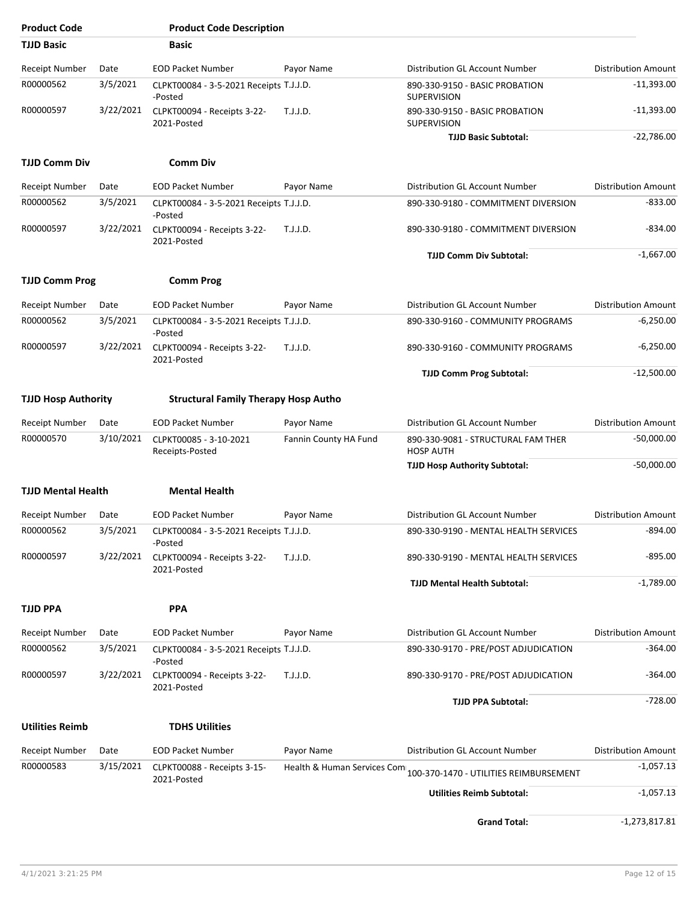| Product Code | Product Code Description |
|---|---|
| **TJJD Basic** | **Basic** |

| Receipt Number | Date | EOD Packet Number | Payor Name | Distribution GL Account Number | Distribution Amount |
|---|---|---|---|---|---|
| R00000562 | 3/5/2021 | CLPKT00084 - 3-5-2021 Receipts -Posted | T.J.J.D. | 890-330-9150 - BASIC PROBATION SUPERVISION | -11,393.00 |
| R00000597 | 3/22/2021 | CLPKT00094 - Receipts 3-22-2021-Posted | T.J.J.D. | 890-330-9150 - BASIC PROBATION SUPERVISION | -11,393.00 |
| | | | | **TJJD Basic Subtotal:** | -22,786.00 |

| Product Code | Product Code Description |
|---|---|
| **TJJD Comm Div** | **Comm Div** |

| Receipt Number | Date | EOD Packet Number | Payor Name | Distribution GL Account Number | Distribution Amount |
|---|---|---|---|---|---|
| R00000562 | 3/5/2021 | CLPKT00084 - 3-5-2021 Receipts -Posted | T.J.J.D. | 890-330-9180 - COMMITMENT DIVERSION | -833.00 |
| R00000597 | 3/22/2021 | CLPKT00094 - Receipts 3-22-2021-Posted | T.J.J.D. | 890-330-9180 - COMMITMENT DIVERSION | -834.00 |
| | | | | **TJJD Comm Div Subtotal:** | -1,667.00 |

| Product Code | Product Code Description |
|---|---|
| **TJJD Comm Prog** | **Comm Prog** |

| Receipt Number | Date | EOD Packet Number | Payor Name | Distribution GL Account Number | Distribution Amount |
|---|---|---|---|---|---|
| R00000562 | 3/5/2021 | CLPKT00084 - 3-5-2021 Receipts -Posted | T.J.J.D. | 890-330-9160 - COMMUNITY PROGRAMS | -6,250.00 |
| R00000597 | 3/22/2021 | CLPKT00094 - Receipts 3-22-2021-Posted | T.J.J.D. | 890-330-9160 - COMMUNITY PROGRAMS | -6,250.00 |
| | | | | **TJJD Comm Prog Subtotal:** | -12,500.00 |

| Product Code | Product Code Description |
|---|---|
| **TJJD Hosp Authority** | **Structural Family Therapy Hosp Autho** |

| Receipt Number | Date | EOD Packet Number | Payor Name | Distribution GL Account Number | Distribution Amount |
|---|---|---|---|---|---|
| R00000570 | 3/10/2021 | CLPKT00085 - 3-10-2021 Receipts-Posted | Fannin County HA Fund | 890-330-9081 - STRUCTURAL FAM THER HOSP AUTH | -50,000.00 |
| | | | | **TJJD Hosp Authority Subtotal:** | -50,000.00 |

| Product Code | Product Code Description |
|---|---|
| **TJJD Mental Health** | **Mental Health** |

| Receipt Number | Date | EOD Packet Number | Payor Name | Distribution GL Account Number | Distribution Amount |
|---|---|---|---|---|---|
| R00000562 | 3/5/2021 | CLPKT00084 - 3-5-2021 Receipts -Posted | T.J.J.D. | 890-330-9190 - MENTAL HEALTH SERVICES | -894.00 |
| R00000597 | 3/22/2021 | CLPKT00094 - Receipts 3-22-2021-Posted | T.J.J.D. | 890-330-9190 - MENTAL HEALTH SERVICES | -895.00 |
| | | | | **TJJD Mental Health Subtotal:** | -1,789.00 |

| Product Code | Product Code Description |
|---|---|
| **TJJD PPA** | **PPA** |

| Receipt Number | Date | EOD Packet Number | Payor Name | Distribution GL Account Number | Distribution Amount |
|---|---|---|---|---|---|
| R00000562 | 3/5/2021 | CLPKT00084 - 3-5-2021 Receipts -Posted | T.J.J.D. | 890-330-9170 - PRE/POST ADJUDICATION | -364.00 |
| R00000597 | 3/22/2021 | CLPKT00094 - Receipts 3-22-2021-Posted | T.J.J.D. | 890-330-9170 - PRE/POST ADJUDICATION | -364.00 |
| | | | | **TJJD PPA Subtotal:** | -728.00 |

| Product Code | Product Code Description |
|---|---|
| **Utilities Reimb** | **TDHS Utilities** |

| Receipt Number | Date | EOD Packet Number | Payor Name | Distribution GL Account Number | Distribution Amount |
|---|---|---|---|---|---|
| R00000583 | 3/15/2021 | CLPKT00088 - Receipts 3-15-2021-Posted | Health & Human Services Com | 100-370-1470 - UTILITIES REIMBURSEMENT | -1,057.13 |
| | | | | **Utilities Reimb Subtotal:** | -1,057.13 |
| | | | | **Grand Total:** | -1,273,817.81 |

4/1/2021 3:21:25 PM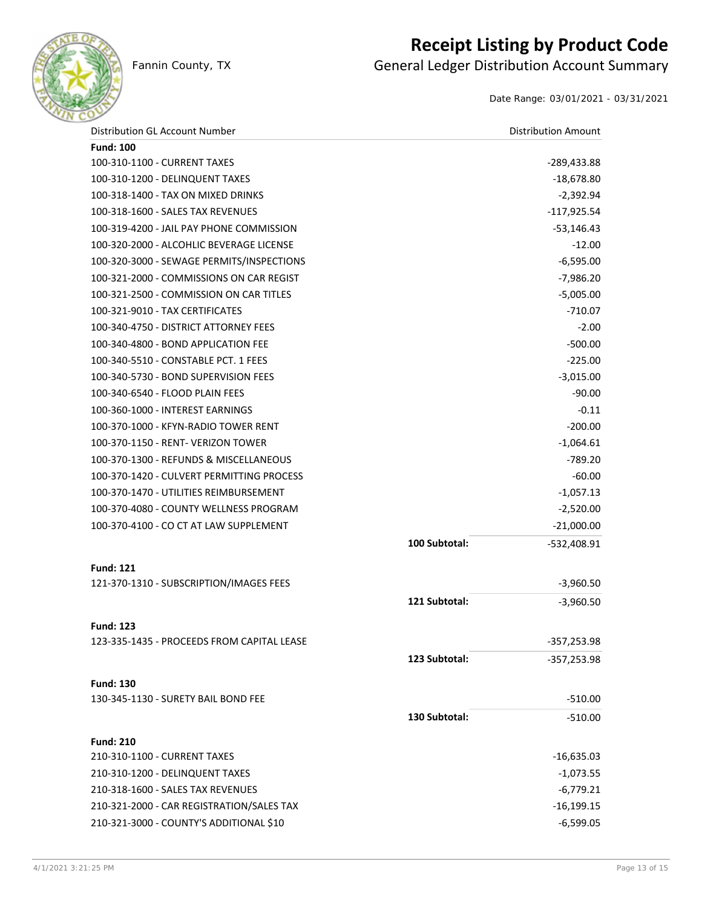# Receipt Listing by Product Code

Fannin County, TX

## General Ledger Distribution Account Summary

Date Range: 03/01/2021 - 03/31/2021

| Distribution GL Account Number | | Distribution Amount |
|---|---|---|
| **Fund: 100** | | |
| 100-310-1100 - CURRENT TAXES | | -289,433.88 |
| 100-310-1200 - DELINQUENT TAXES | | -18,678.80 |
| 100-318-1400 - TAX ON MIXED DRINKS | | -2,392.94 |
| 100-318-1600 - SALES TAX REVENUES | | -117,925.54 |
| 100-319-4200 - JAIL PAY PHONE COMMISSION | | -53,146.43 |
| 100-320-2000 - ALCOHLIC BEVERAGE LICENSE | | -12.00 |
| 100-320-3000 - SEWAGE PERMITS/INSPECTIONS | | -6,595.00 |
| 100-321-2000 - COMMISSIONS ON CAR REGIST | | -7,986.20 |
| 100-321-2500 - COMMISSION ON CAR TITLES | | -5,005.00 |
| 100-321-9010 - TAX CERTIFICATES | | -710.07 |
| 100-340-4750 - DISTRICT ATTORNEY FEES | | -2.00 |
| 100-340-4800 - BOND APPLICATION FEE | | -500.00 |
| 100-340-5510 - CONSTABLE PCT. 1 FEES | | -225.00 |
| 100-340-5730 - BOND SUPERVISION FEES | | -3,015.00 |
| 100-340-6540 - FLOOD PLAIN FEES | | -90.00 |
| 100-360-1000 - INTEREST EARNINGS | | -0.11 |
| 100-370-1000 - KFYN-RADIO TOWER RENT | | -200.00 |
| 100-370-1150 - RENT- VERIZON TOWER | | -1,064.61 |
| 100-370-1300 - REFUNDS & MISCELLANEOUS | | -789.20 |
| 100-370-1420 - CULVERT PERMITTING PROCESS | | -60.00 |
| 100-370-1470 - UTILITIES REIMBURSEMENT | | -1,057.13 |
| 100-370-4080 - COUNTY WELLNESS PROGRAM | | -2,520.00 |
| 100-370-4100 - CO CT AT LAW SUPPLEMENT | | -21,000.00 |
| | **100 Subtotal:** | -532,408.91 |
| **Fund: 121** | | |
| 121-370-1310 - SUBSCRIPTION/IMAGES FEES | | -3,960.50 |
| | **121 Subtotal:** | -3,960.50 |
| **Fund: 123** | | |
| 123-335-1435 - PROCEEDS FROM CAPITAL LEASE | | -357,253.98 |
| | **123 Subtotal:** | -357,253.98 |
| **Fund: 130** | | |
| 130-345-1130 - SURETY BAIL BOND FEE | | -510.00 |
| | **130 Subtotal:** | -510.00 |
| **Fund: 210** | | |
| 210-310-1100 - CURRENT TAXES | | -16,635.03 |
| 210-310-1200 - DELINQUENT TAXES | | -1,073.55 |
| 210-318-1600 - SALES TAX REVENUES | | -6,779.21 |
| 210-321-2000 - CAR REGISTRATION/SALES TAX | | -16,199.15 |
| 210-321-3000 - COUNTY'S ADDITIONAL $10 | | -6,599.05 |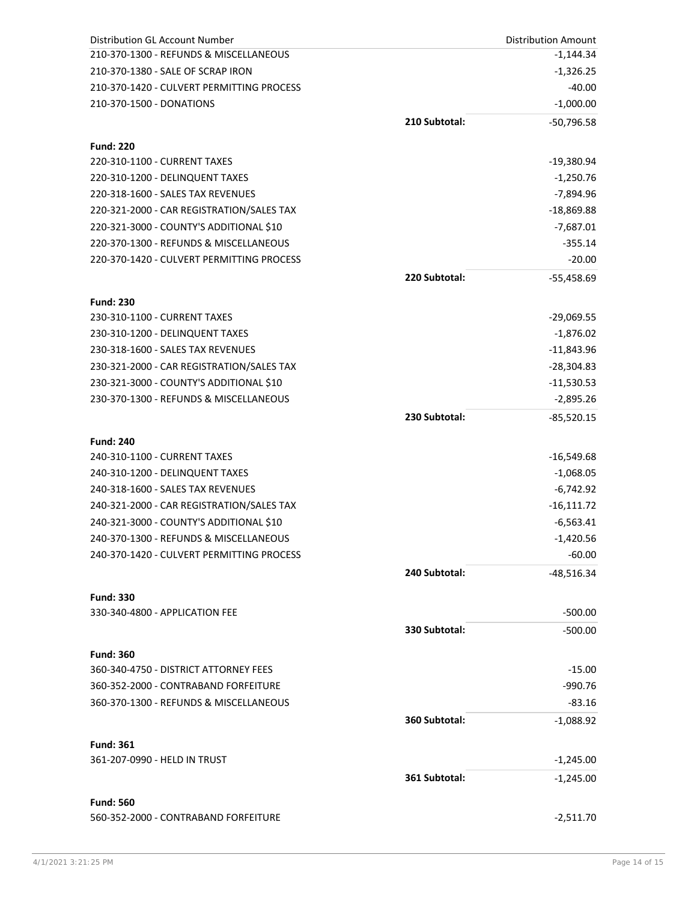| Distribution GL Account Number | | Distribution Amount |
|---|---|---|
| 210-370-1300 - REFUNDS & MISCELLANEOUS | | -1,144.34 |
| 210-370-1380 - SALE OF SCRAP IRON | | -1,326.25 |
| 210-370-1420 - CULVERT PERMITTING PROCESS | | -40.00 |
| 210-370-1500 - DONATIONS | | -1,000.00 |
| | **210 Subtotal:** | -50,796.58 |
| **Fund: 220** | | |
| 220-310-1100 - CURRENT TAXES | | -19,380.94 |
| 220-310-1200 - DELINQUENT TAXES | | -1,250.76 |
| 220-318-1600 - SALES TAX REVENUES | | -7,894.96 |
| 220-321-2000 - CAR REGISTRATION/SALES TAX | | -18,869.88 |
| 220-321-3000 - COUNTY'S ADDITIONAL $10 | | -7,687.01 |
| 220-370-1300 - REFUNDS & MISCELLANEOUS | | -355.14 |
| 220-370-1420 - CULVERT PERMITTING PROCESS | | -20.00 |
| | **220 Subtotal:** | -55,458.69 |
| **Fund: 230** | | |
| 230-310-1100 - CURRENT TAXES | | -29,069.55 |
| 230-310-1200 - DELINQUENT TAXES | | -1,876.02 |
| 230-318-1600 - SALES TAX REVENUES | | -11,843.96 |
| 230-321-2000 - CAR REGISTRATION/SALES TAX | | -28,304.83 |
| 230-321-3000 - COUNTY'S ADDITIONAL $10 | | -11,530.53 |
| 230-370-1300 - REFUNDS & MISCELLANEOUS | | -2,895.26 |
| | **230 Subtotal:** | -85,520.15 |
| **Fund: 240** | | |
| 240-310-1100 - CURRENT TAXES | | -16,549.68 |
| 240-310-1200 - DELINQUENT TAXES | | -1,068.05 |
| 240-318-1600 - SALES TAX REVENUES | | -6,742.92 |
| 240-321-2000 - CAR REGISTRATION/SALES TAX | | -16,111.72 |
| 240-321-3000 - COUNTY'S ADDITIONAL $10 | | -6,563.41 |
| 240-370-1300 - REFUNDS & MISCELLANEOUS | | -1,420.56 |
| 240-370-1420 - CULVERT PERMITTING PROCESS | | -60.00 |
| | **240 Subtotal:** | -48,516.34 |
| **Fund: 330** | | |
| 330-340-4800 - APPLICATION FEE | | -500.00 |
| | **330 Subtotal:** | -500.00 |
| **Fund: 360** | | |
| 360-340-4750 - DISTRICT ATTORNEY FEES | | -15.00 |
| 360-352-2000 - CONTRABAND FORFEITURE | | -990.76 |
| 360-370-1300 - REFUNDS & MISCELLANEOUS | | -83.16 |
| | **360 Subtotal:** | -1,088.92 |
| **Fund: 361** | | |
| 361-207-0990 - HELD IN TRUST | | -1,245.00 |
| | **361 Subtotal:** | -1,245.00 |
| **Fund: 560** | | |
| 560-352-2000 - CONTRABAND FORFEITURE | | -2,511.70 |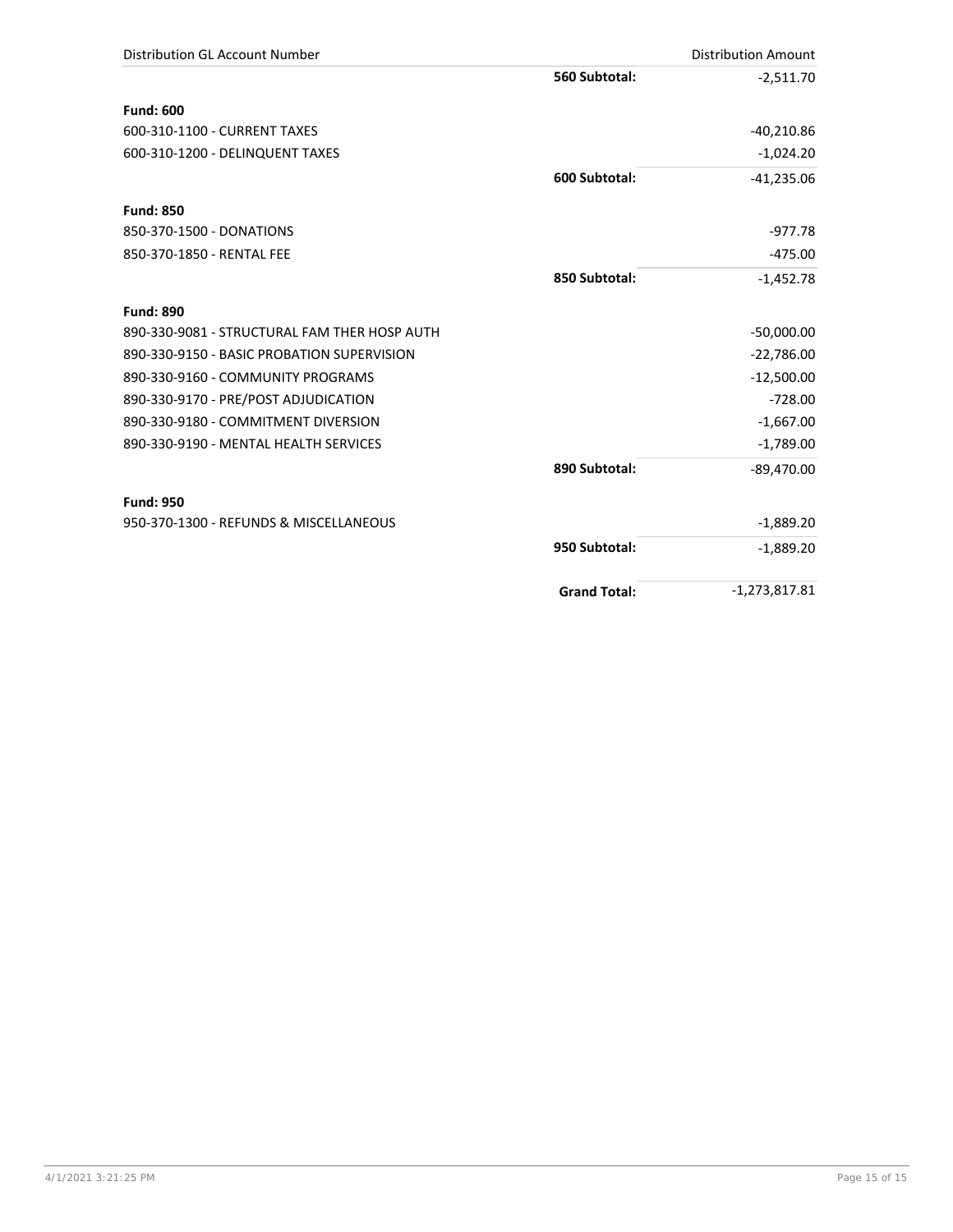| Distribution GL Account Number | | Distribution Amount |
|---|---|---|
| | **560 Subtotal:** | -2,511.70 |
| **Fund: 600** | | |
| 600-310-1100 - CURRENT TAXES | | -40,210.86 |
| 600-310-1200 - DELINQUENT TAXES | | -1,024.20 |
| | **600 Subtotal:** | -41,235.06 |
| **Fund: 850** | | |
| 850-370-1500 - DONATIONS | | -977.78 |
| 850-370-1850 - RENTAL FEE | | -475.00 |
| | **850 Subtotal:** | -1,452.78 |
| **Fund: 890** | | |
| 890-330-9081 - STRUCTURAL FAM THER HOSP AUTH | | -50,000.00 |
| 890-330-9150 - BASIC PROBATION SUPERVISION | | -22,786.00 |
| 890-330-9160 - COMMUNITY PROGRAMS | | -12,500.00 |
| 890-330-9170 - PRE/POST ADJUDICATION | | -728.00 |
| 890-330-9180 - COMMITMENT DIVERSION | | -1,667.00 |
| 890-330-9190 - MENTAL HEALTH SERVICES | | -1,789.00 |
| | **890 Subtotal:** | -89,470.00 |
| **Fund: 950** | | |
| 950-370-1300 - REFUNDS & MISCELLANEOUS | | -1,889.20 |
| | **950 Subtotal:** | -1,889.20 |
| | **Grand Total:** | -1,273,817.81 |